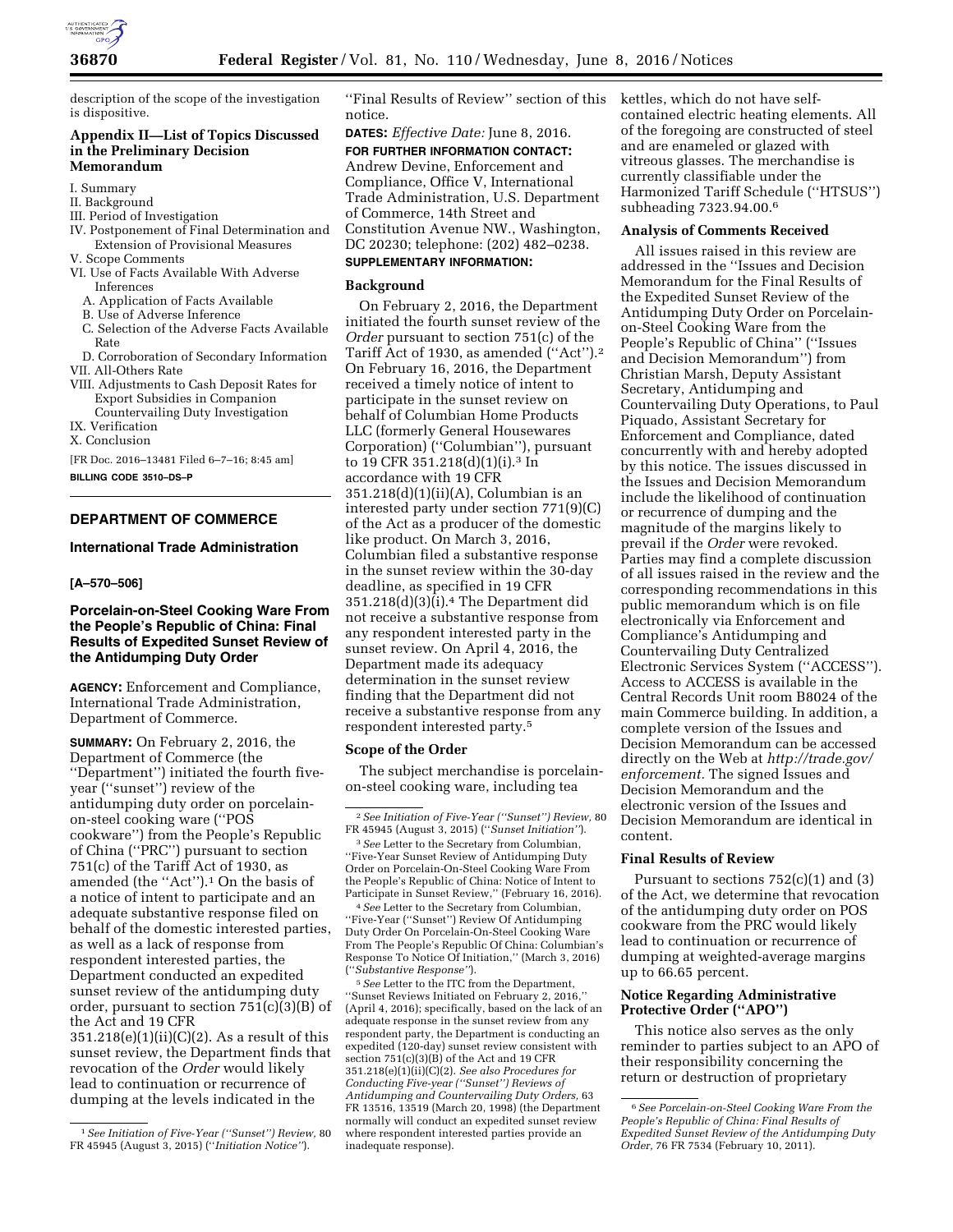description of the scope of the investigation is dispositive.

## Appendix II—List of Topics Discussed in the Preliminary Decision Memorandum

I. Summary
II. Background
III. Period of Investigation
IV. Postponement of Final Determination and Extension of Provisional Measures
V. Scope Comments
VI. Use of Facts Available With Adverse Inferences
  A. Application of Facts Available
  B. Use of Adverse Inference
  C. Selection of the Adverse Facts Available Rate
  D. Corroboration of Secondary Information
VII. All-Others Rate
VIII. Adjustments to Cash Deposit Rates for Export Subsidies in Companion Countervailing Duty Investigation
IX. Verification
X. Conclusion

[FR Doc. 2016–13481 Filed 6–7–16; 8:45 am]

**BILLING CODE 3510–DS–P**

---

## DEPARTMENT OF COMMERCE

### International Trade Administration

**[A–570–506]**

### Porcelain-on-Steel Cooking Ware From the People's Republic of China: Final Results of Expedited Sunset Review of the Antidumping Duty Order

**AGENCY:** Enforcement and Compliance, International Trade Administration, Department of Commerce.

**SUMMARY:** On February 2, 2016, the Department of Commerce (the ''Department'') initiated the fourth five-year (''sunset'') review of the antidumping duty order on porcelain-on-steel cooking ware (''POS cookware'') from the People's Republic of China (''PRC'') pursuant to section 751(c) of the Tariff Act of 1930, as amended (the ''Act'').[1] On the basis of a notice of intent to participate and an adequate substantive response filed on behalf of the domestic interested parties, as well as a lack of response from respondent interested parties, the Department conducted an expedited sunset review of the antidumping duty order, pursuant to section 751(c)(3)(B) of the Act and 19 CFR 351.218(e)(1)(ii)(C)(2). As a result of this sunset review, the Department finds that revocation of the *Order* would likely lead to continuation or recurrence of dumping at the levels indicated in the ''Final Results of Review'' section of this notice.

**DATES:** *Effective Date:* June 8, 2016.

**FOR FURTHER INFORMATION CONTACT:** Andrew Devine, Enforcement and Compliance, Office V, International Trade Administration, U.S. Department of Commerce, 14th Street and Constitution Avenue NW., Washington, DC 20230; telephone: (202) 482–0238.

**SUPPLEMENTARY INFORMATION:**

#### Background

On February 2, 2016, the Department initiated the fourth sunset review of the *Order* pursuant to section 751(c) of the Tariff Act of 1930, as amended (''Act'').[2] On February 16, 2016, the Department received a timely notice of intent to participate in the sunset review on behalf of Columbian Home Products LLC (formerly General Housewares Corporation) (''Columbian''), pursuant to 19 CFR 351.218(d)(1)(i).[3] In accordance with 19 CFR 351.218(d)(1)(ii)(A), Columbian is an interested party under section 771(9)(C) of the Act as a producer of the domestic like product. On March 3, 2016, Columbian filed a substantive response in the sunset review within the 30-day deadline, as specified in 19 CFR 351.218(d)(3)(i).[4] The Department did not receive a substantive response from any respondent interested party in the sunset review. On April 4, 2016, the Department made its adequacy determination in the sunset review finding that the Department did not receive a substantive response from any respondent interested party.[5]

#### Scope of the Order

The subject merchandise is porcelain-on-steel cooking ware, including tea kettles, which do not have self-contained electric heating elements. All of the foregoing are constructed of steel and are enameled or glazed with vitreous glasses. The merchandise is currently classifiable under the Harmonized Tariff Schedule (''HTSUS'') subheading 7323.94.00.[6]

#### Analysis of Comments Received

All issues raised in this review are addressed in the ''Issues and Decision Memorandum for the Final Results of the Expedited Sunset Review of the Antidumping Duty Order on Porcelain-on-Steel Cooking Ware from the People's Republic of China'' (''Issues and Decision Memorandum'') from Christian Marsh, Deputy Assistant Secretary, Antidumping and Countervailing Duty Operations, to Paul Piquado, Assistant Secretary for Enforcement and Compliance, dated concurrently with and hereby adopted by this notice. The issues discussed in the Issues and Decision Memorandum include the likelihood of continuation or recurrence of dumping and the magnitude of the margins likely to prevail if the *Order* were revoked. Parties may find a complete discussion of all issues raised in the review and the corresponding recommendations in this public memorandum which is on file electronically via Enforcement and Compliance's Antidumping and Countervailing Duty Centralized Electronic Services System (''ACCESS''). Access to ACCESS is available in the Central Records Unit room B8024 of the main Commerce building. In addition, a complete version of the Issues and Decision Memorandum can be accessed directly on the Web at *http://trade.gov/enforcement.* The signed Issues and Decision Memorandum and the electronic version of the Issues and Decision Memorandum are identical in content.

#### Final Results of Review

Pursuant to sections 752(c)(1) and (3) of the Act, we determine that revocation of the antidumping duty order on POS cookware from the PRC would likely lead to continuation or recurrence of dumping at weighted-average margins up to 66.65 percent.

#### Notice Regarding Administrative Protective Order (''APO'')

This notice also serves as the only reminder to parties subject to an APO of their responsibility concerning the return or destruction of proprietary

---

[1] *See Initiation of Five-Year (''Sunset'') Review,* 80 FR 45945 (August 3, 2015) (''*Initiation Notice''*).

[2] *See Initiation of Five-Year (''Sunset'') Review,* 80 FR 45945 (August 3, 2015) (''*Sunset Initiation''*).

[3] *See* Letter to the Secretary from Columbian, ''Five-Year Sunset Review of Antidumping Duty Order on Porcelain-On-Steel Cooking Ware From the People's Republic of China: Notice of Intent to Participate in Sunset Review,'' (February 16, 2016).

[4] *See* Letter to the Secretary from Columbian, ''Five-Year (''Sunset'') Review Of Antidumping Duty Order On Porcelain-On-Steel Cooking Ware From The People's Republic Of China: Columbian's Response To Notice Of Initiation,'' (March 3, 2016) (''*Substantive Response''*).

[5] *See* Letter to the ITC from the Department, ''Sunset Reviews Initiated on February 2, 2016,'' (April 4, 2016); specifically, based on the lack of an adequate response in the sunset review from any respondent party, the Department is conducting an expedited (120-day) sunset review consistent with section 751(c)(3)(B) of the Act and 19 CFR 351.218(e)(1)(ii)(C)(2). *See also Procedures for Conducting Five-year (''Sunset'') Reviews of Antidumping and Countervailing Duty Orders,* 63 FR 13516, 13519 (March 20, 1998) (the Department normally will conduct an expedited sunset review where respondent interested parties provide an inadequate response).

[6] *See Porcelain-on-Steel Cooking Ware From the People's Republic of China: Final Results of Expedited Sunset Review of the Antidumping Duty Order,* 76 FR 7534 (February 10, 2011).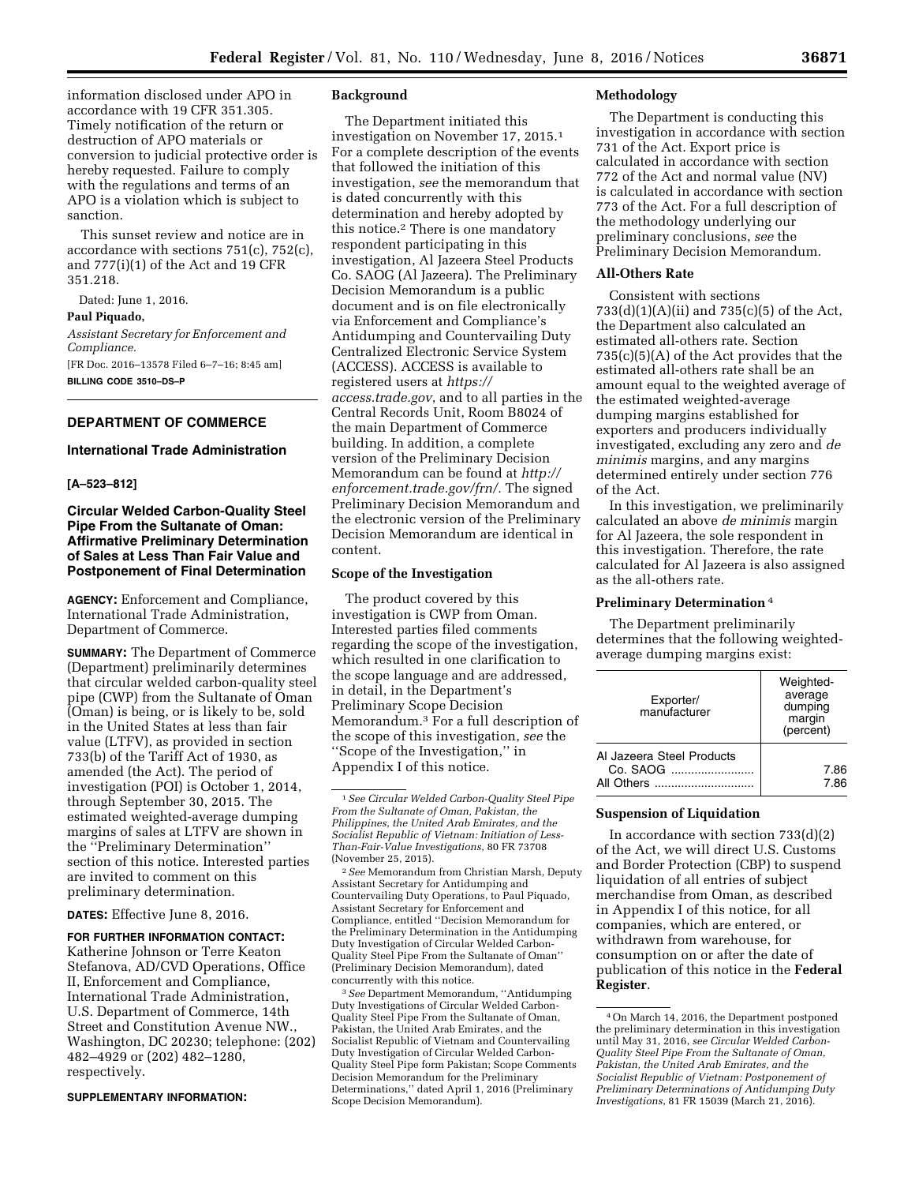information disclosed under APO in accordance with 19 CFR 351.305. Timely notification of the return or destruction of APO materials or conversion to judicial protective order is hereby requested. Failure to comply with the regulations and terms of an APO is a violation which is subject to sanction.

This sunset review and notice are in accordance with sections 751(c), 752(c), and 777(i)(1) of the Act and 19 CFR 351.218.

Dated: June 1, 2016.

**Paul Piquado,**

*Assistant Secretary for Enforcement and Compliance.*

[FR Doc. 2016–13578 Filed 6–7–16; 8:45 am]

**BILLING CODE 3510–DS–P**

## DEPARTMENT OF COMMERCE

### International Trade Administration

**[A–523–812]**

### Circular Welded Carbon-Quality Steel Pipe From the Sultanate of Oman: Affirmative Preliminary Determination of Sales at Less Than Fair Value and Postponement of Final Determination

**AGENCY:** Enforcement and Compliance, International Trade Administration, Department of Commerce.

**SUMMARY:** The Department of Commerce (Department) preliminarily determines that circular welded carbon-quality steel pipe (CWP) from the Sultanate of Oman (Oman) is being, or is likely to be, sold in the United States at less than fair value (LTFV), as provided in section 733(b) of the Tariff Act of 1930, as amended (the Act). The period of investigation (POI) is October 1, 2014, through September 30, 2015. The estimated weighted-average dumping margins of sales at LTFV are shown in the "Preliminary Determination" section of this notice. Interested parties are invited to comment on this preliminary determination.

**DATES:** Effective June 8, 2016.

**FOR FURTHER INFORMATION CONTACT:** Katherine Johnson or Terre Keaton Stefanova, AD/CVD Operations, Office II, Enforcement and Compliance, International Trade Administration, U.S. Department of Commerce, 14th Street and Constitution Avenue NW., Washington, DC 20230; telephone: (202) 482–4929 or (202) 482–1280, respectively.

**SUPPLEMENTARY INFORMATION:**

**Background**

The Department initiated this investigation on November 17, 2015.[1] For a complete description of the events that followed the initiation of this investigation, *see* the memorandum that is dated concurrently with this determination and hereby adopted by this notice.[2] There is one mandatory respondent participating in this investigation, Al Jazeera Steel Products Co. SAOG (Al Jazeera). The Preliminary Decision Memorandum is a public document and is on file electronically via Enforcement and Compliance's Antidumping and Countervailing Duty Centralized Electronic Service System (ACCESS). ACCESS is available to registered users at *https://access.trade.gov*, and to all parties in the Central Records Unit, Room B8024 of the main Department of Commerce building. In addition, a complete version of the Preliminary Decision Memorandum can be found at *http://enforcement.trade.gov/frn/*. The signed Preliminary Decision Memorandum and the electronic version of the Preliminary Decision Memorandum are identical in content.

**Scope of the Investigation**

The product covered by this investigation is CWP from Oman. Interested parties filed comments regarding the scope of the investigation, which resulted in one clarification to the scope language and are addressed, in detail, in the Department's Preliminary Scope Decision Memorandum.[3] For a full description of the scope of this investigation, *see* the "Scope of the Investigation," in Appendix I of this notice.

**Methodology**

The Department is conducting this investigation in accordance with section 731 of the Act. Export price is calculated in accordance with section 772 of the Act and normal value (NV) is calculated in accordance with section 773 of the Act. For a full description of the methodology underlying our preliminary conclusions, *see* the Preliminary Decision Memorandum.

**All-Others Rate**

Consistent with sections 733(d)(1)(A)(ii) and 735(c)(5) of the Act, the Department also calculated an estimated all-others rate. Section 735(c)(5)(A) of the Act provides that the estimated all-others rate shall be an amount equal to the weighted average of the estimated weighted-average dumping margins established for exporters and producers individually investigated, excluding any zero and *de minimis* margins, and any margins determined entirely under section 776 of the Act.

In this investigation, we preliminarily calculated an above *de minimis* margin for Al Jazeera, the sole respondent in this investigation. Therefore, the rate calculated for Al Jazeera is also assigned as the all-others rate.

**Preliminary Determination**[4]

The Department preliminarily determines that the following weighted-average dumping margins exist:

| Exporter/manufacturer | Weighted-average dumping margin (percent) |
|---|---|
| Al Jazeera Steel Products Co. SAOG | 7.86 |
| All Others | 7.86 |

**Suspension of Liquidation**

In accordance with section 733(d)(2) of the Act, we will direct U.S. Customs and Border Protection (CBP) to suspend liquidation of all entries of subject merchandise from Oman, as described in Appendix I of this notice, for all companies, which are entered, or withdrawn from warehouse, for consumption on or after the date of publication of this notice in the **Federal Register**.

---

[1] *See Circular Welded Carbon-Quality Steel Pipe From the Sultanate of Oman, Pakistan, the Philippines, the United Arab Emirates, and the Socialist Republic of Vietnam: Initiation of Less-Than-Fair-Value Investigations*, 80 FR 73708 (November 25, 2015).

[2] *See* Memorandum from Christian Marsh, Deputy Assistant Secretary for Antidumping and Countervailing Duty Operations, to Paul Piquado, Assistant Secretary for Enforcement and Compliance, entitled "Decision Memorandum for the Preliminary Determination in the Antidumping Duty Investigation of Circular Welded Carbon-Quality Steel Pipe From the Sultanate of Oman" (Preliminary Decision Memorandum), dated concurrently with this notice.

[3] *See* Department Memorandum, "Antidumping Duty Investigations of Circular Welded Carbon-Quality Steel Pipe From the Sultanate of Oman, Pakistan, the United Arab Emirates, and the Socialist Republic of Vietnam and Countervailing Duty Investigation of Circular Welded Carbon-Quality Steel Pipe form Pakistan; Scope Comments Decision Memorandum for the Preliminary Determinations," dated April 1, 2016 (Preliminary Scope Decision Memorandum).

[4] On March 14, 2016, the Department postponed the preliminary determination in this investigation until May 31, 2016, *see Circular Welded Carbon-Quality Steel Pipe From the Sultanate of Oman, Pakistan, the United Arab Emirates, and the Socialist Republic of Vietnam: Postponement of Preliminary Determinations of Antidumping Duty Investigations*, 81 FR 15039 (March 21, 2016).